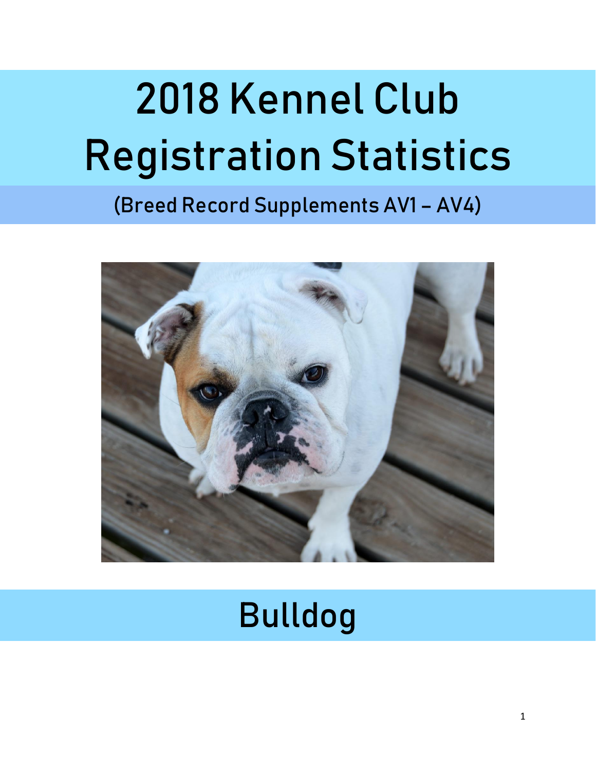# 2018 Kennel Club Registration Statistics

(Breed Record Supplements AV1 – AV4)

# Bulldog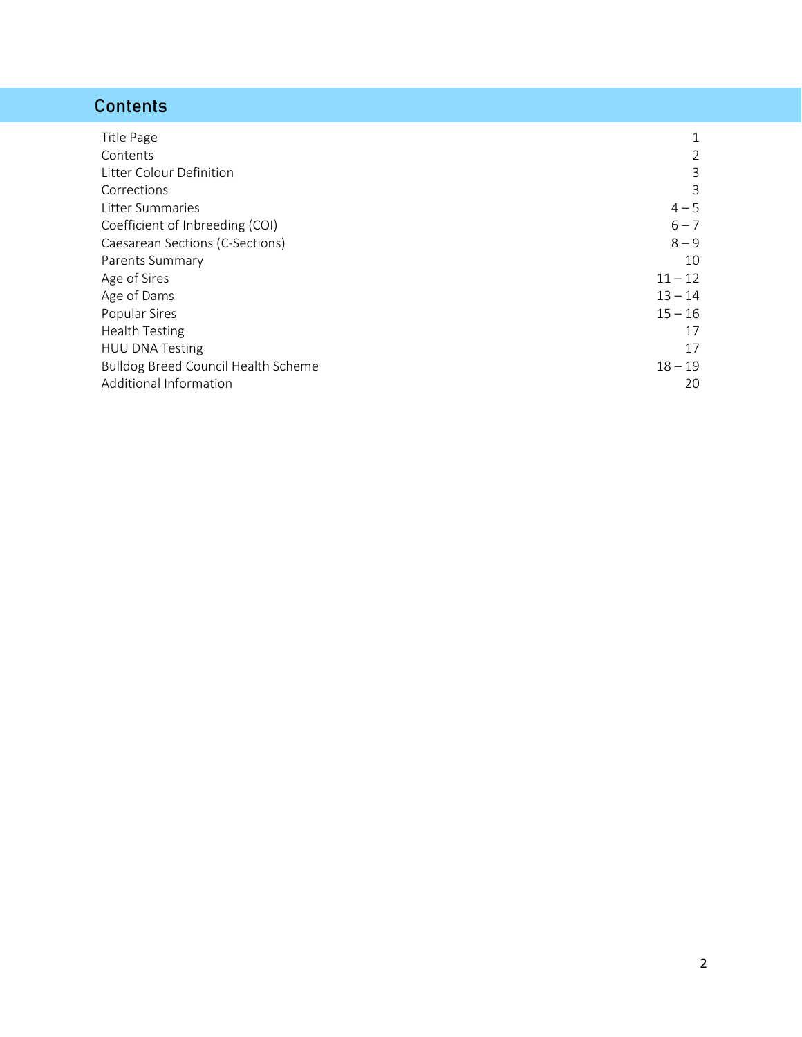## Contents

| | |
|---|---|
| Title Page | 1 |
| Contents | 2 |
| Litter Colour Definition | 3 |
| Corrections | 3 |
| Litter Summaries | 4 – 5 |
| Coefficient of Inbreeding (COI) | 6 – 7 |
| Caesarean Sections (C-Sections) | 8 – 9 |
| Parents Summary | 10 |
| Age of Sires | 11 – 12 |
| Age of Dams | 13 – 14 |
| Popular Sires | 15 – 16 |
| Health Testing | 17 |
| HUU DNA Testing | 17 |
| Bulldog Breed Council Health Scheme | 18 – 19 |
| Additional Information | 20 |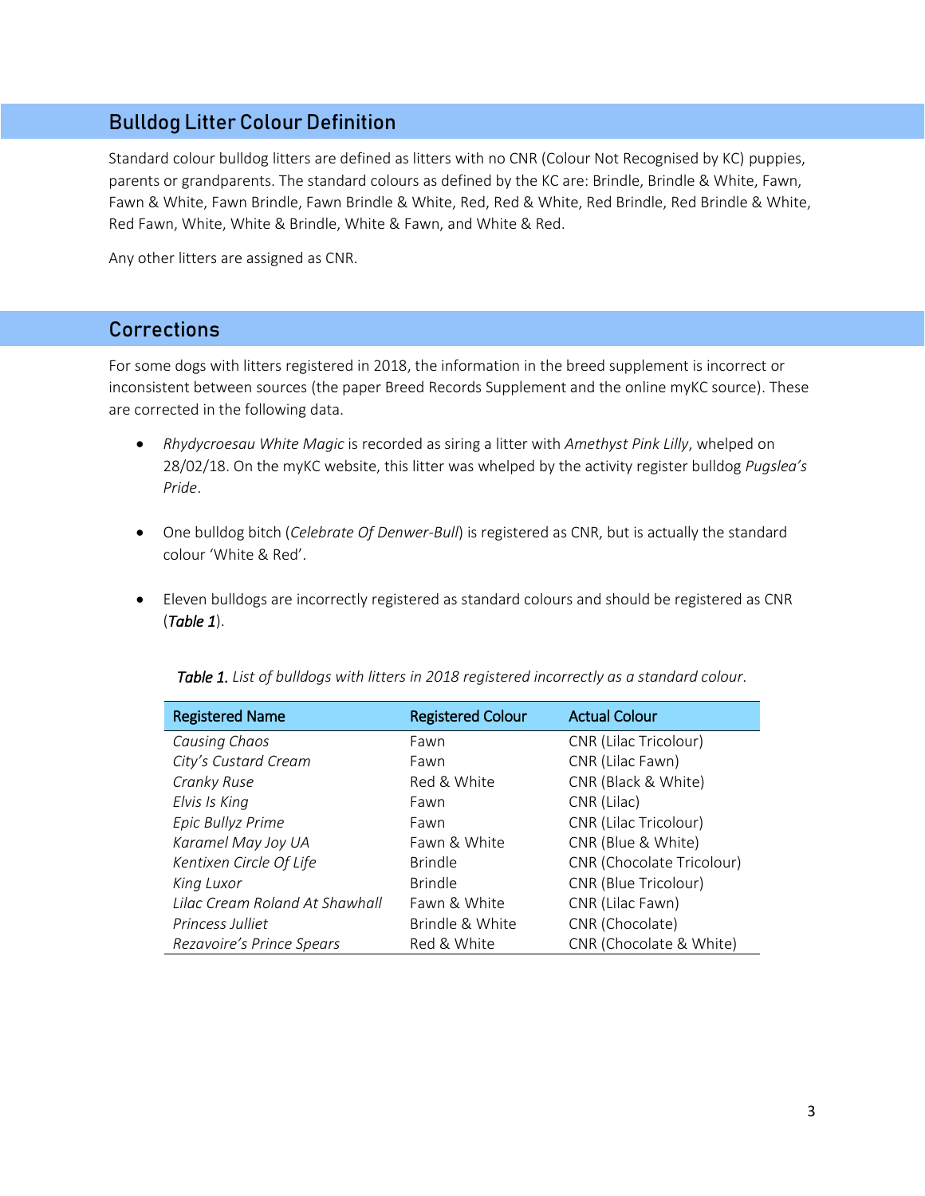## Bulldog Litter Colour Definition

Standard colour bulldog litters are defined as litters with no CNR (Colour Not Recognised by KC) puppies, parents or grandparents. The standard colours as defined by the KC are: Brindle, Brindle & White, Fawn, Fawn & White, Fawn Brindle, Fawn Brindle & White, Red, Red & White, Red Brindle, Red Brindle & White, Red Fawn, White, White & Brindle, White & Fawn, and White & Red.

Any other litters are assigned as CNR.

## Corrections

For some dogs with litters registered in 2018, the information in the breed supplement is incorrect or inconsistent between sources (the paper Breed Records Supplement and the online myKC source). These are corrected in the following data.

- *Rhydycroesau White Magic* is recorded as siring a litter with *Amethyst Pink Lilly*, whelped on 28/02/18. On the myKC website, this litter was whelped by the activity register bulldog *Pugslea's Pride*.
- One bulldog bitch (*Celebrate Of Denwer-Bull*) is registered as CNR, but is actually the standard colour 'White & Red'.
- Eleven bulldogs are incorrectly registered as standard colours and should be registered as CNR (***Table 1***).

***Table 1.*** *List of bulldogs with litters in 2018 registered incorrectly as a standard colour.*

| Registered Name | Registered Colour | Actual Colour |
|---|---|---|
| *Causing Chaos* | Fawn | CNR (Lilac Tricolour) |
| *City's Custard Cream* | Fawn | CNR (Lilac Fawn) |
| *Cranky Ruse* | Red & White | CNR (Black & White) |
| *Elvis Is King* | Fawn | CNR (Lilac) |
| *Epic Bullyz Prime* | Fawn | CNR (Lilac Tricolour) |
| *Karamel May Joy UA* | Fawn & White | CNR (Blue & White) |
| *Kentixen Circle Of Life* | Brindle | CNR (Chocolate Tricolour) |
| *King Luxor* | Brindle | CNR (Blue Tricolour) |
| *Lilac Cream Roland At Shawhall* | Fawn & White | CNR (Lilac Fawn) |
| *Princess Julliet* | Brindle & White | CNR (Chocolate) |
| *Rezavoire's Prince Spears* | Red & White | CNR (Chocolate & White) |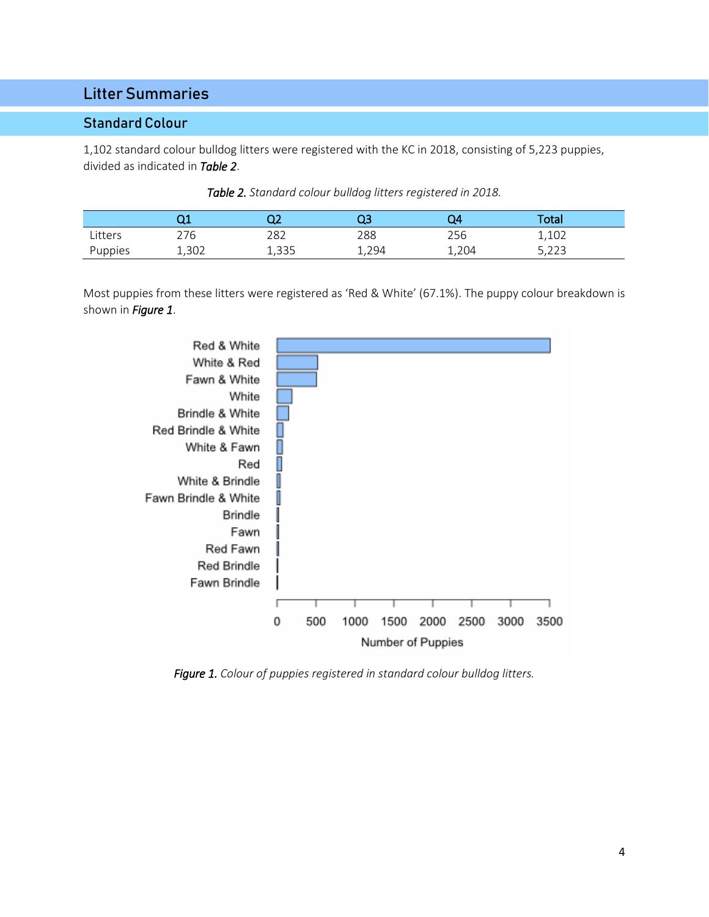# Litter Summaries

## Standard Colour

1,102 standard colour bulldog litters were registered with the KC in 2018, consisting of 5,223 puppies, divided as indicated in ***Table 2***.

***Table 2.*** *Standard colour bulldog litters registered in 2018.*

| | Q1 | Q2 | Q3 | Q4 | Total |
|---|---|---|---|---|---|
| Litters | 276 | 282 | 288 | 256 | 1,102 |
| Puppies | 1,302 | 1,335 | 1,294 | 1,204 | 5,223 |

Most puppies from these litters were registered as 'Red & White' (67.1%). The puppy colour breakdown is shown in ***Figure 1***.

***Figure 1.*** *Colour of puppies registered in standard colour bulldog litters.*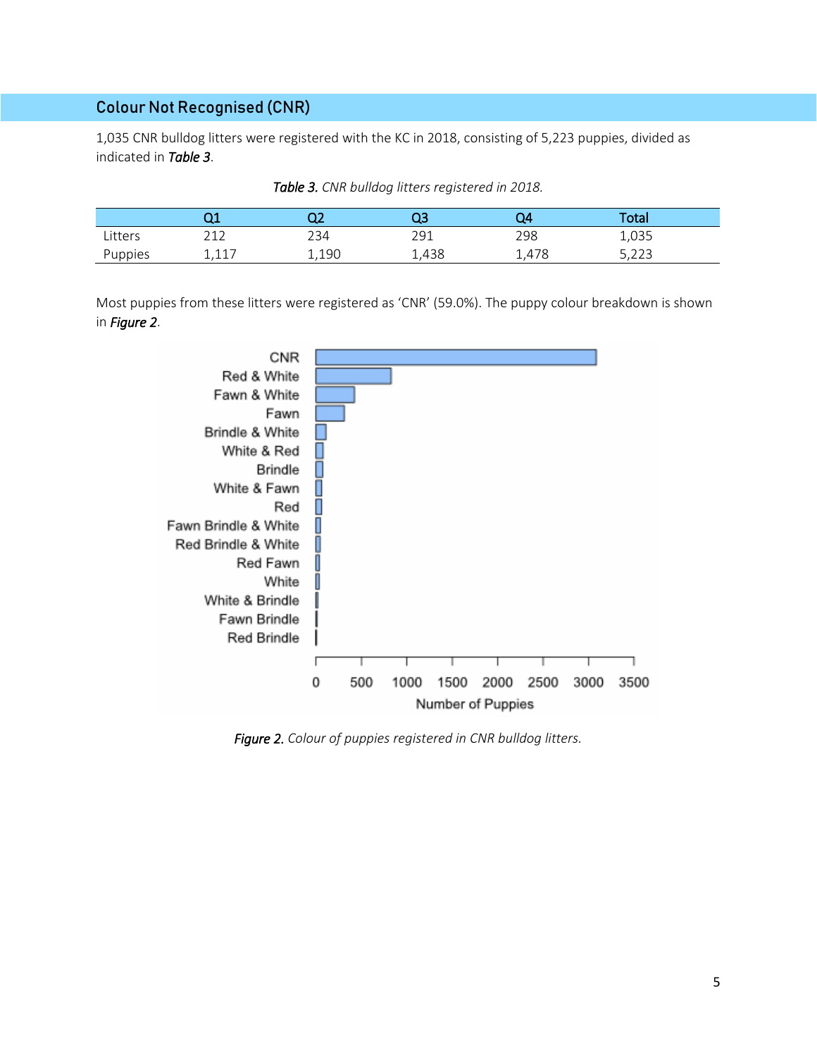## Colour Not Recognised (CNR)

1,035 CNR bulldog litters were registered with the KC in 2018, consisting of 5,223 puppies, divided as indicated in ***Table 3***.

***Table 3.*** *CNR bulldog litters registered in 2018.*

| | Q1 | Q2 | Q3 | Q4 | Total |
|---|---|---|---|---|---|
| Litters | 212 | 234 | 291 | 298 | 1,035 |
| Puppies | 1,117 | 1,190 | 1,438 | 1,478 | 5,223 |

Most puppies from these litters were registered as 'CNR' (59.0%). The puppy colour breakdown is shown in ***Figure 2***.

***Figure 2.*** *Colour of puppies registered in CNR bulldog litters.*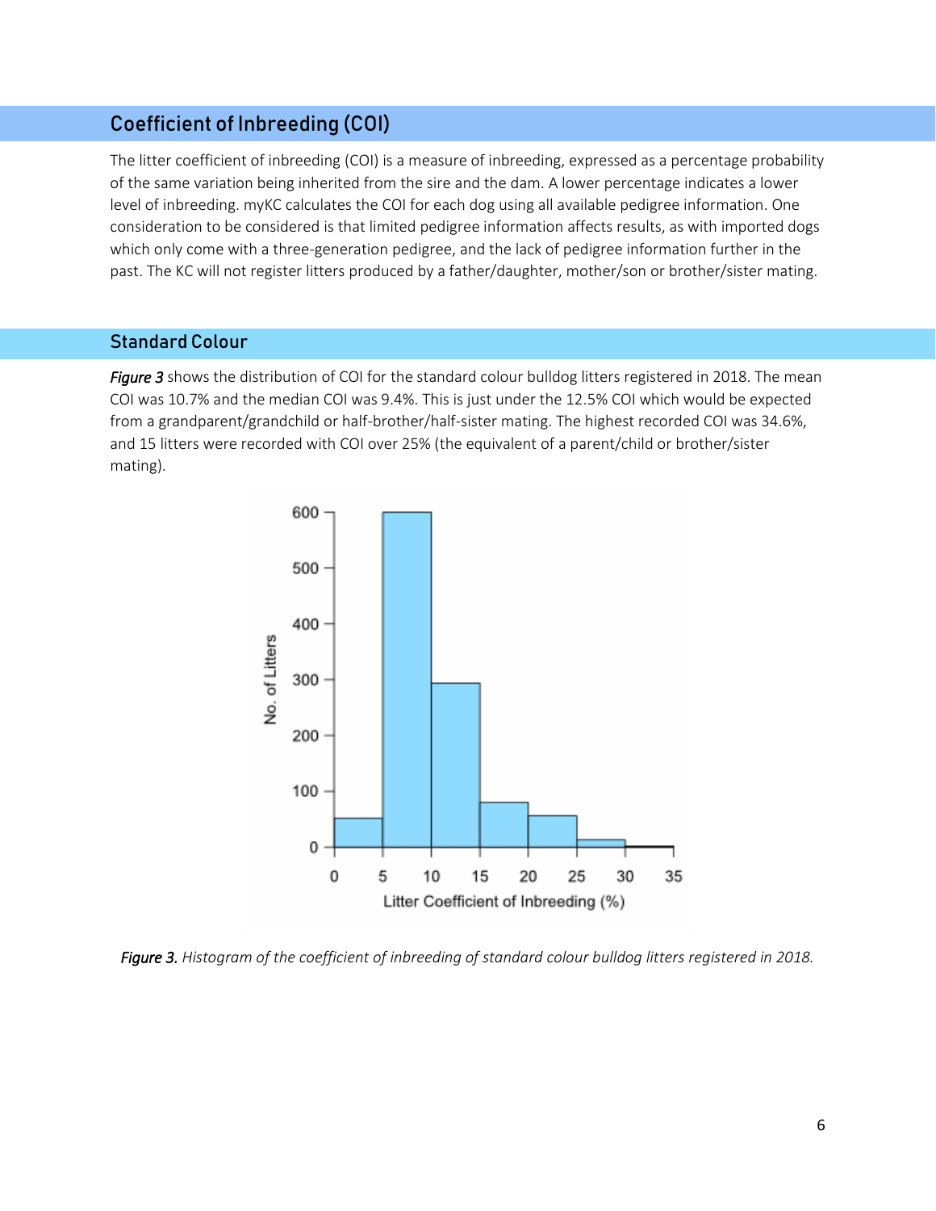## Coefficient of Inbreeding (COI)

The litter coefficient of inbreeding (COI) is a measure of inbreeding, expressed as a percentage probability of the same variation being inherited from the sire and the dam. A lower percentage indicates a lower level of inbreeding. myKC calculates the COI for each dog using all available pedigree information. One consideration to be considered is that limited pedigree information affects results, as with imported dogs which only come with a three-generation pedigree, and the lack of pedigree information further in the past. The KC will not register litters produced by a father/daughter, mother/son or brother/sister mating.

### Standard Colour

***Figure 3*** shows the distribution of COI for the standard colour bulldog litters registered in 2018. The mean COI was 10.7% and the median COI was 9.4%. This is just under the 12.5% COI which would be expected from a grandparent/grandchild or half-brother/half-sister mating. The highest recorded COI was 34.6%, and 15 litters were recorded with COI over 25% (the equivalent of a parent/child or brother/sister mating).

***Figure 3.*** *Histogram of the coefficient of inbreeding of standard colour bulldog litters registered in 2018.*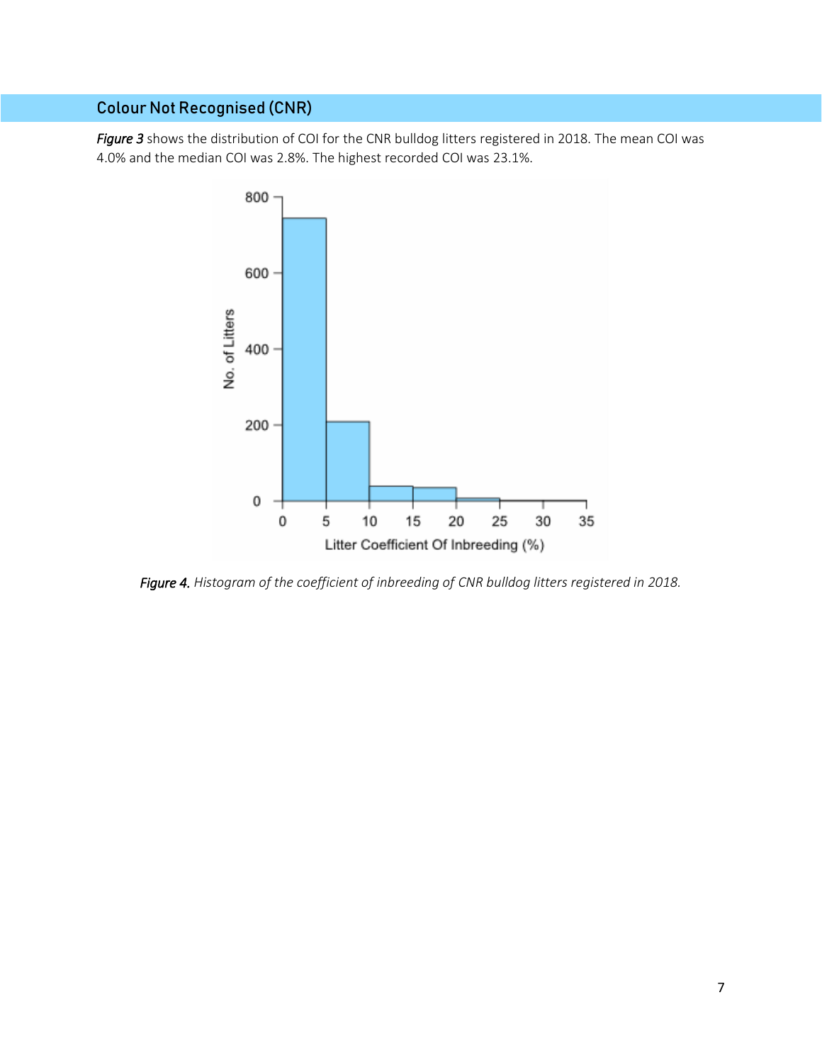## Colour Not Recognised (CNR)

*Figure 3* shows the distribution of COI for the CNR bulldog litters registered in 2018. The mean COI was 4.0% and the median COI was 2.8%. The highest recorded COI was 23.1%.

*Figure 4. Histogram of the coefficient of inbreeding of CNR bulldog litters registered in 2018.*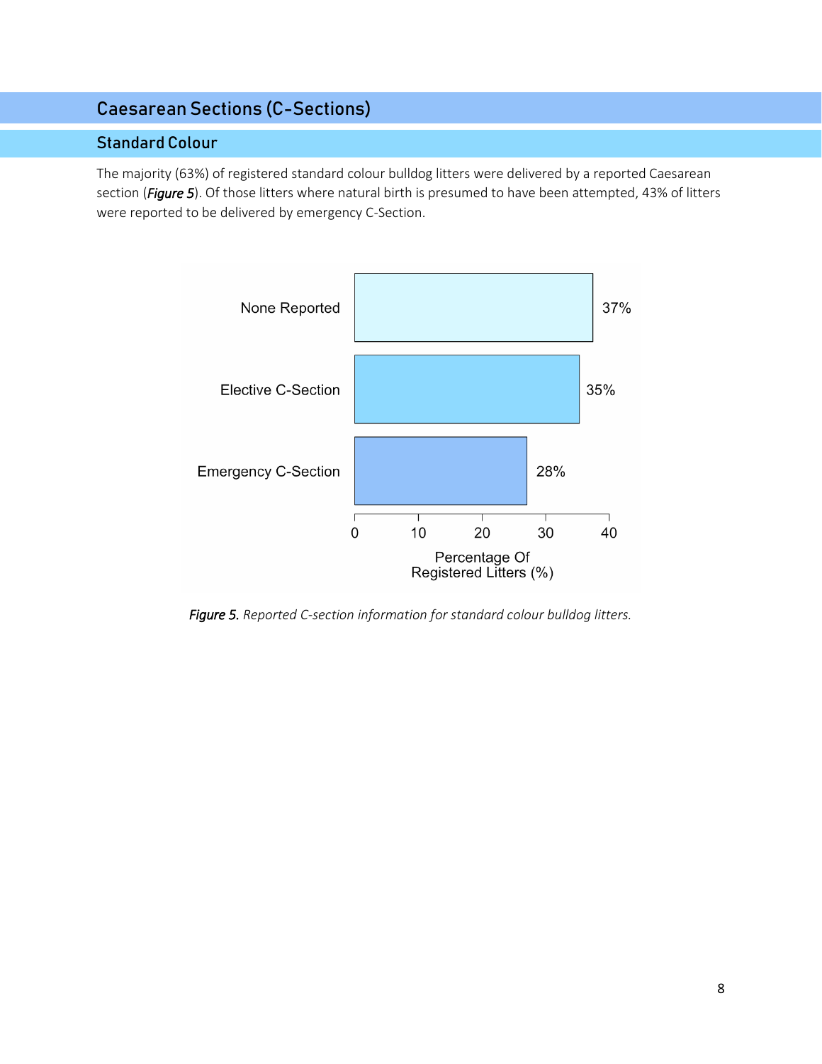# Caesarean Sections (C-Sections)

## Standard Colour

The majority (63%) of registered standard colour bulldog litters were delivered by a reported Caesarean section (***Figure 5***). Of those litters where natural birth is presumed to have been attempted, 43% of litters were reported to be delivered by emergency C-Section.

| Category | Percentage Of Registered Litters (%) |
| --- | --- |
| None Reported | 37% |
| Elective C-Section | 35% |
| Emergency C-Section | 28% |

***Figure 5.*** *Reported C-section information for standard colour bulldog litters.*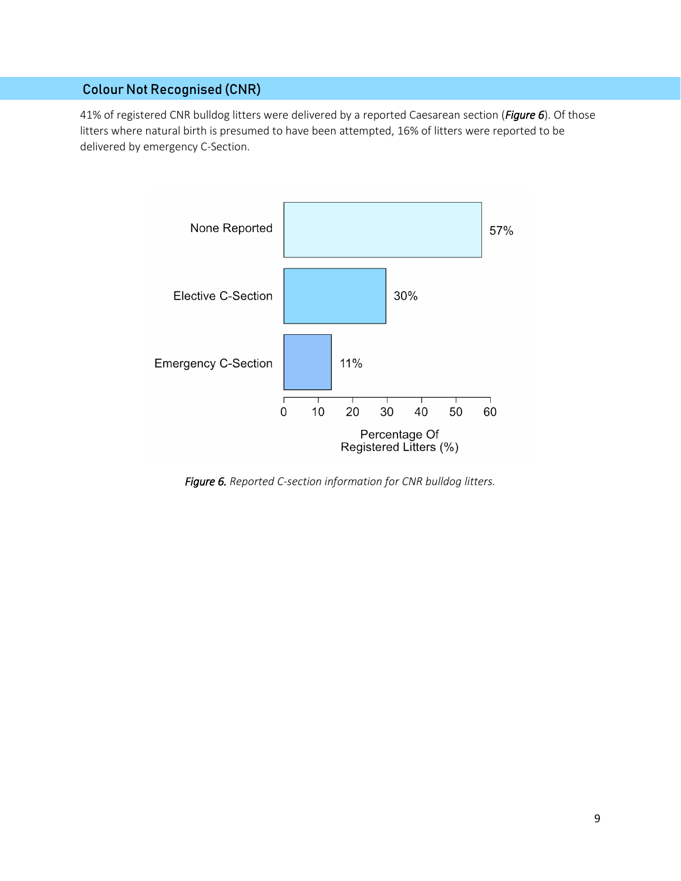## Colour Not Recognised (CNR)

41% of registered CNR bulldog litters were delivered by a reported Caesarean section (***Figure 6***). Of those litters where natural birth is presumed to have been attempted, 16% of litters were reported to be delivered by emergency C-Section.

***Figure 6.*** *Reported C-section information for CNR bulldog litters.*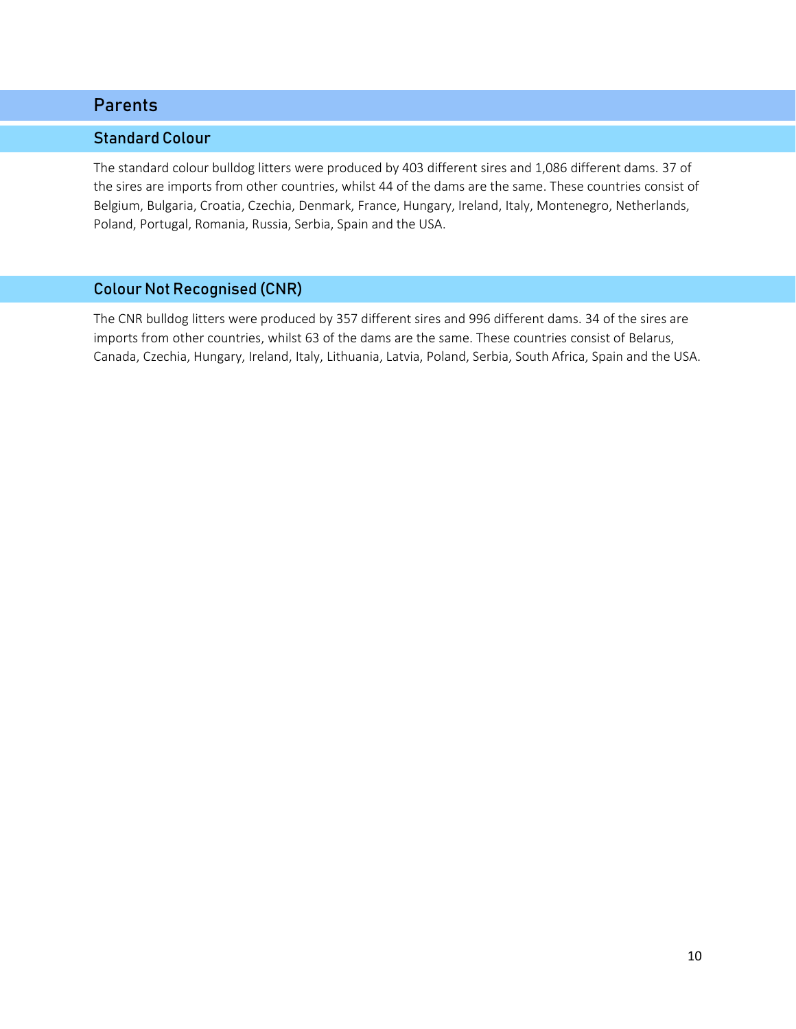## Parents

### Standard Colour

The standard colour bulldog litters were produced by 403 different sires and 1,086 different dams. 37 of the sires are imports from other countries, whilst 44 of the dams are the same. These countries consist of Belgium, Bulgaria, Croatia, Czechia, Denmark, France, Hungary, Ireland, Italy, Montenegro, Netherlands, Poland, Portugal, Romania, Russia, Serbia, Spain and the USA.

### Colour Not Recognised (CNR)

The CNR bulldog litters were produced by 357 different sires and 996 different dams. 34 of the sires are imports from other countries, whilst 63 of the dams are the same. These countries consist of Belarus, Canada, Czechia, Hungary, Ireland, Italy, Lithuania, Latvia, Poland, Serbia, South Africa, Spain and the USA.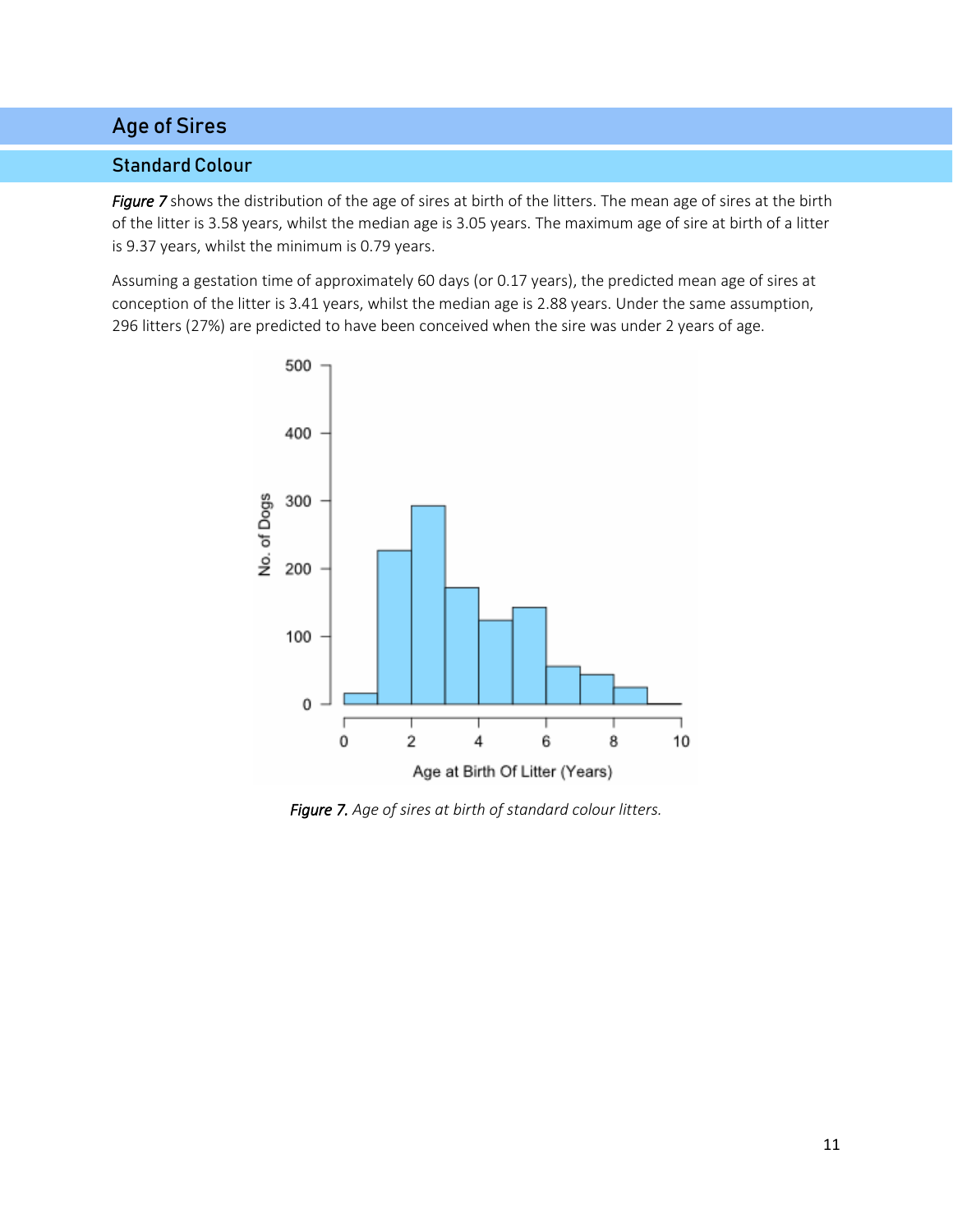# Age of Sires

## Standard Colour

*Figure 7* shows the distribution of the age of sires at birth of the litters. The mean age of sires at the birth of the litter is 3.58 years, whilst the median age is 3.05 years. The maximum age of sire at birth of a litter is 9.37 years, whilst the minimum is 0.79 years.

Assuming a gestation time of approximately 60 days (or 0.17 years), the predicted mean age of sires at conception of the litter is 3.41 years, whilst the median age is 2.88 years. Under the same assumption, 296 litters (27%) are predicted to have been conceived when the sire was under 2 years of age.

*Figure 7. Age of sires at birth of standard colour litters.*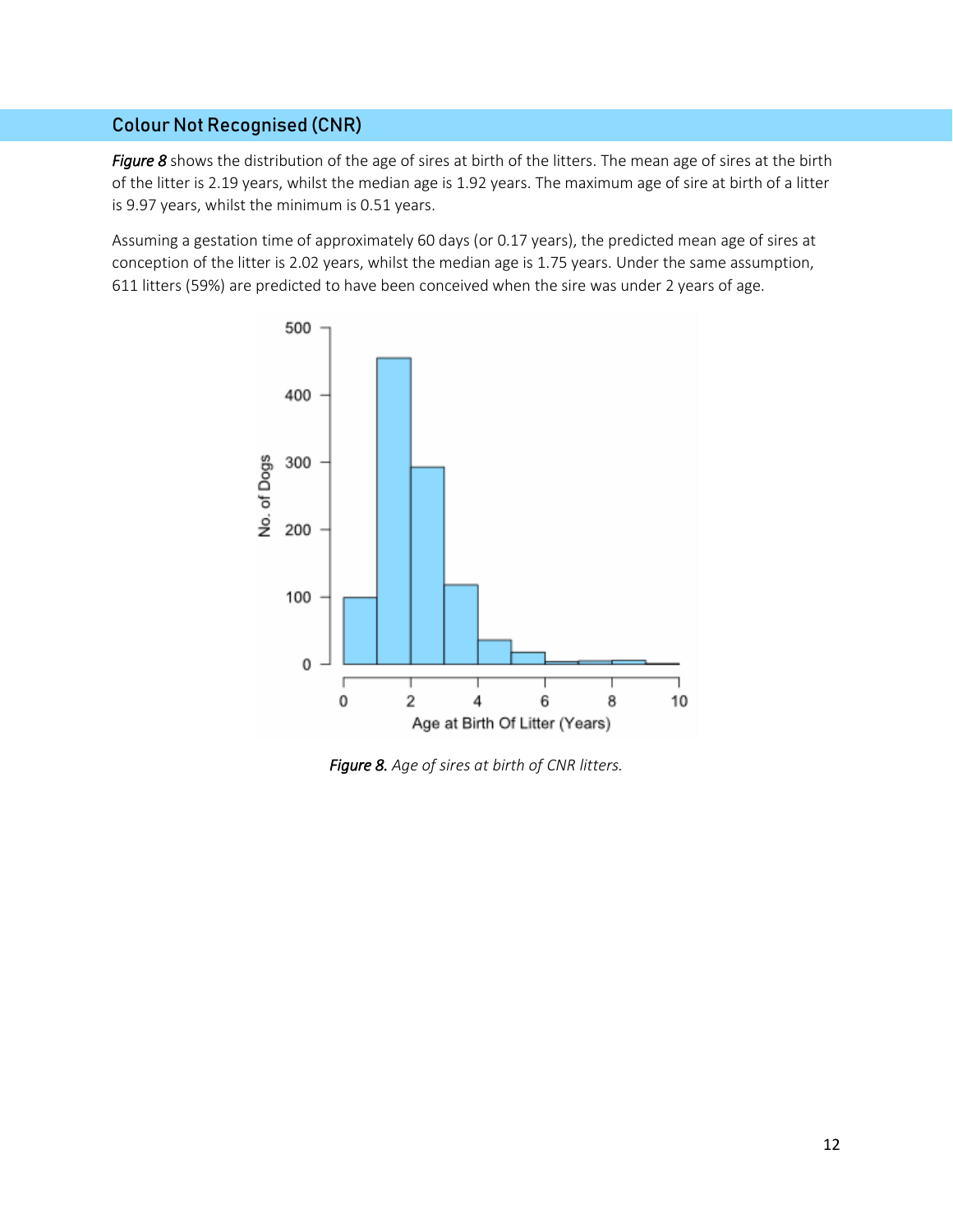## Colour Not Recognised (CNR)

*Figure 8* shows the distribution of the age of sires at birth of the litters. The mean age of sires at the birth of the litter is 2.19 years, whilst the median age is 1.92 years. The maximum age of sire at birth of a litter is 9.97 years, whilst the minimum is 0.51 years.

Assuming a gestation time of approximately 60 days (or 0.17 years), the predicted mean age of sires at conception of the litter is 2.02 years, whilst the median age is 1.75 years. Under the same assumption, 611 litters (59%) are predicted to have been conceived when the sire was under 2 years of age.

*Figure 8. Age of sires at birth of CNR litters.*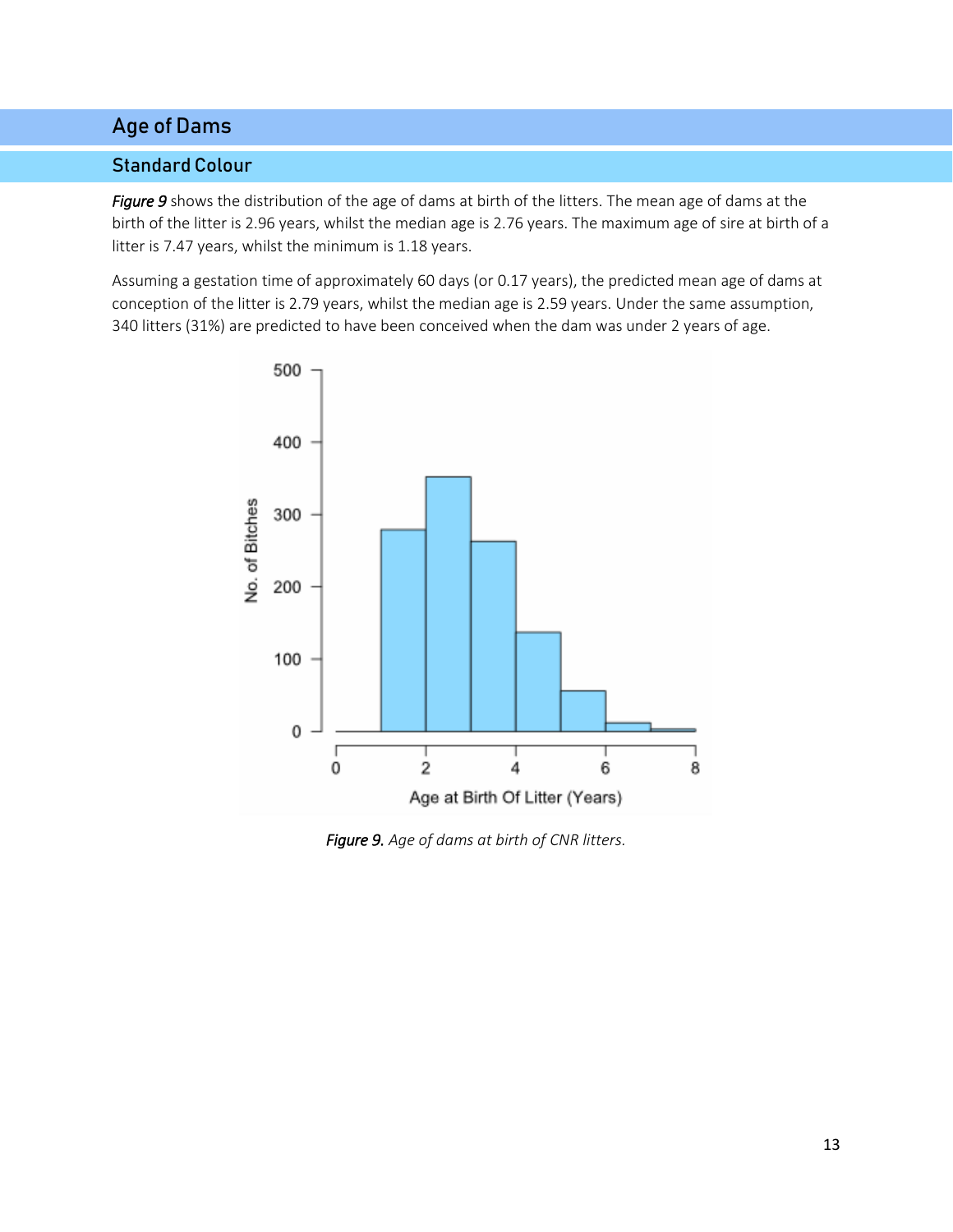# Age of Dams

## Standard Colour

*Figure 9* shows the distribution of the age of dams at birth of the litters. The mean age of dams at the birth of the litter is 2.96 years, whilst the median age is 2.76 years. The maximum age of sire at birth of a litter is 7.47 years, whilst the minimum is 1.18 years.

Assuming a gestation time of approximately 60 days (or 0.17 years), the predicted mean age of dams at conception of the litter is 2.79 years, whilst the median age is 2.59 years. Under the same assumption, 340 litters (31%) are predicted to have been conceived when the dam was under 2 years of age.

*Figure 9. Age of dams at birth of CNR litters.*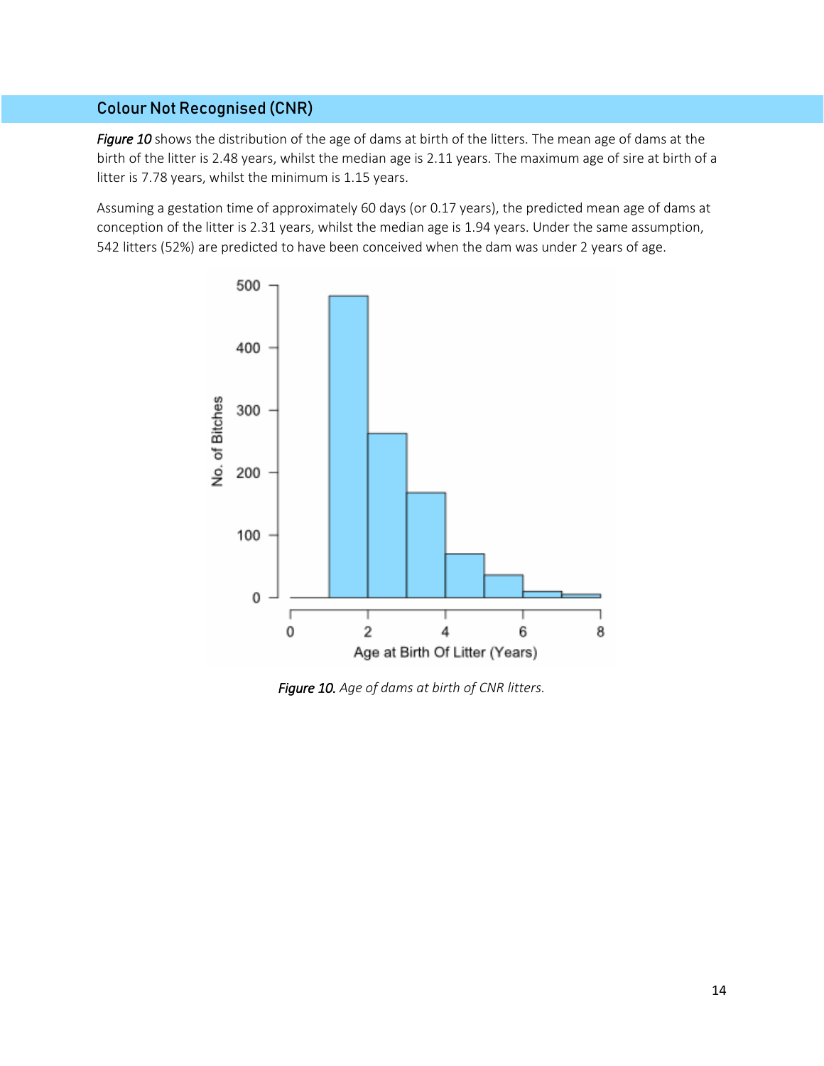## Colour Not Recognised (CNR)

*Figure 10* shows the distribution of the age of dams at birth of the litters. The mean age of dams at the birth of the litter is 2.48 years, whilst the median age is 2.11 years. The maximum age of sire at birth of a litter is 7.78 years, whilst the minimum is 1.15 years.

Assuming a gestation time of approximately 60 days (or 0.17 years), the predicted mean age of dams at conception of the litter is 2.31 years, whilst the median age is 1.94 years. Under the same assumption, 542 litters (52%) are predicted to have been conceived when the dam was under 2 years of age.

*Figure 10. Age of dams at birth of CNR litters.*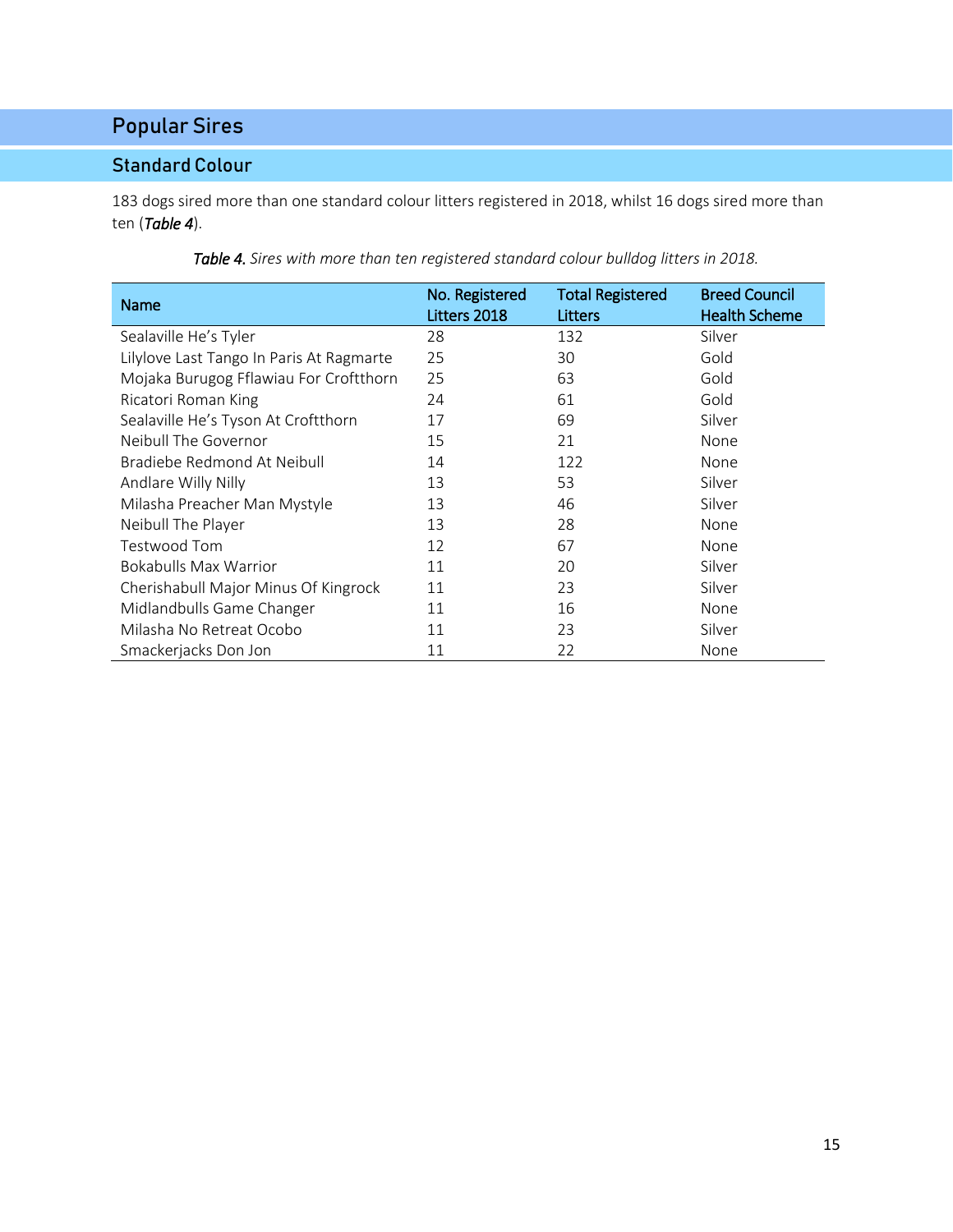## Popular Sires

### Standard Colour

183 dogs sired more than one standard colour litters registered in 2018, whilst 16 dogs sired more than ten (***Table 4***).

***Table 4.*** *Sires with more than ten registered standard colour bulldog litters in 2018.*

| Name | No. Registered Litters 2018 | Total Registered Litters | Breed Council Health Scheme |
|---|---|---|---|
| Sealaville He's Tyler | 28 | 132 | Silver |
| Lilylove Last Tango In Paris At Ragmarte | 25 | 30 | Gold |
| Mojaka Burugog Fflawiau For Croftthorn | 25 | 63 | Gold |
| Ricatori Roman King | 24 | 61 | Gold |
| Sealaville He's Tyson At Croftthorn | 17 | 69 | Silver |
| Neibull The Governor | 15 | 21 | None |
| Bradiebe Redmond At Neibull | 14 | 122 | None |
| Andlare Willy Nilly | 13 | 53 | Silver |
| Milasha Preacher Man Mystyle | 13 | 46 | Silver |
| Neibull The Player | 13 | 28 | None |
| Testwood Tom | 12 | 67 | None |
| Bokabulls Max Warrior | 11 | 20 | Silver |
| Cherishabull Major Minus Of Kingrock | 11 | 23 | Silver |
| Midlandbulls Game Changer | 11 | 16 | None |
| Milasha No Retreat Ocobo | 11 | 23 | Silver |
| Smackerjacks Don Jon | 11 | 22 | None |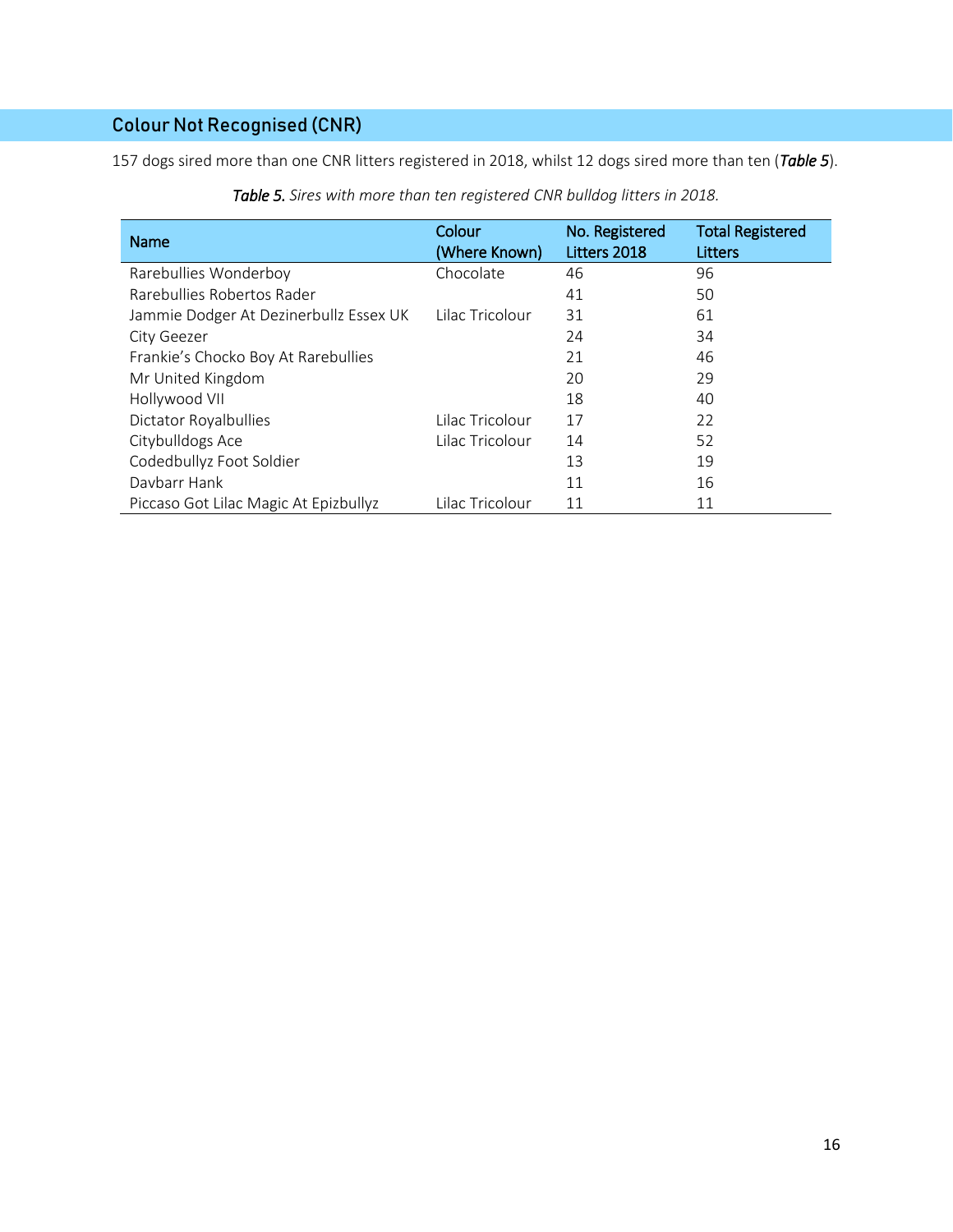## Colour Not Recognised (CNR)

157 dogs sired more than one CNR litters registered in 2018, whilst 12 dogs sired more than ten (***Table 5***).

***Table 5.*** *Sires with more than ten registered CNR bulldog litters in 2018.*

| Name | Colour (Where Known) | No. Registered Litters 2018 | Total Registered Litters |
|---|---|---|---|
| Rarebullies Wonderboy | Chocolate | 46 | 96 |
| Rarebullies Robertos Rader | | 41 | 50 |
| Jammie Dodger At Dezinerbullz Essex UK | Lilac Tricolour | 31 | 61 |
| City Geezer | | 24 | 34 |
| Frankie's Chocko Boy At Rarebullies | | 21 | 46 |
| Mr United Kingdom | | 20 | 29 |
| Hollywood VII | | 18 | 40 |
| Dictator Royalbullies | Lilac Tricolour | 17 | 22 |
| Citybulldogs Ace | Lilac Tricolour | 14 | 52 |
| Codedbullyz Foot Soldier | | 13 | 19 |
| Davbarr Hank | | 11 | 16 |
| Piccaso Got Lilac Magic At Epizbullyz | Lilac Tricolour | 11 | 11 |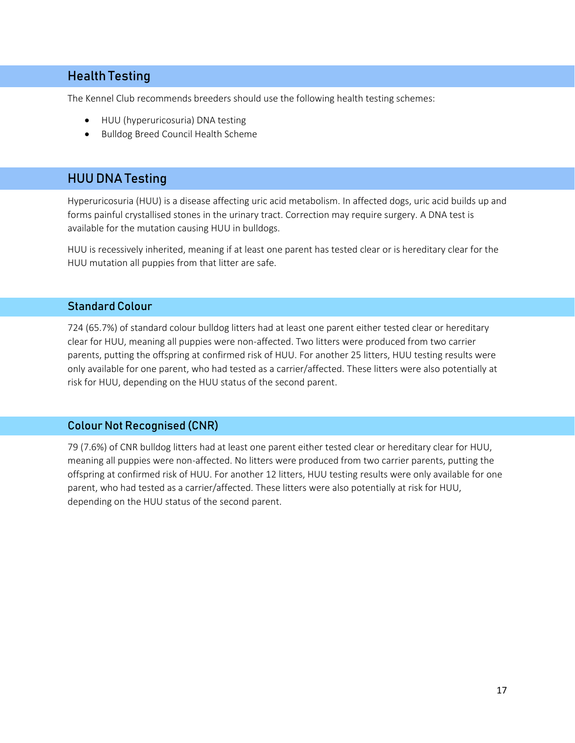## Health Testing

The Kennel Club recommends breeders should use the following health testing schemes:

- HUU (hyperuricosuria) DNA testing
- Bulldog Breed Council Health Scheme

## HUU DNA Testing

Hyperuricosuria (HUU) is a disease affecting uric acid metabolism. In affected dogs, uric acid builds up and forms painful crystallised stones in the urinary tract. Correction may require surgery. A DNA test is available for the mutation causing HUU in bulldogs.

HUU is recessively inherited, meaning if at least one parent has tested clear or is hereditary clear for the HUU mutation all puppies from that litter are safe.

### Standard Colour

724 (65.7%) of standard colour bulldog litters had at least one parent either tested clear or hereditary clear for HUU, meaning all puppies were non-affected. Two litters were produced from two carrier parents, putting the offspring at confirmed risk of HUU. For another 25 litters, HUU testing results were only available for one parent, who had tested as a carrier/affected. These litters were also potentially at risk for HUU, depending on the HUU status of the second parent.

### Colour Not Recognised (CNR)

79 (7.6%) of CNR bulldog litters had at least one parent either tested clear or hereditary clear for HUU, meaning all puppies were non-affected. No litters were produced from two carrier parents, putting the offspring at confirmed risk of HUU. For another 12 litters, HUU testing results were only available for one parent, who had tested as a carrier/affected. These litters were also potentially at risk for HUU, depending on the HUU status of the second parent.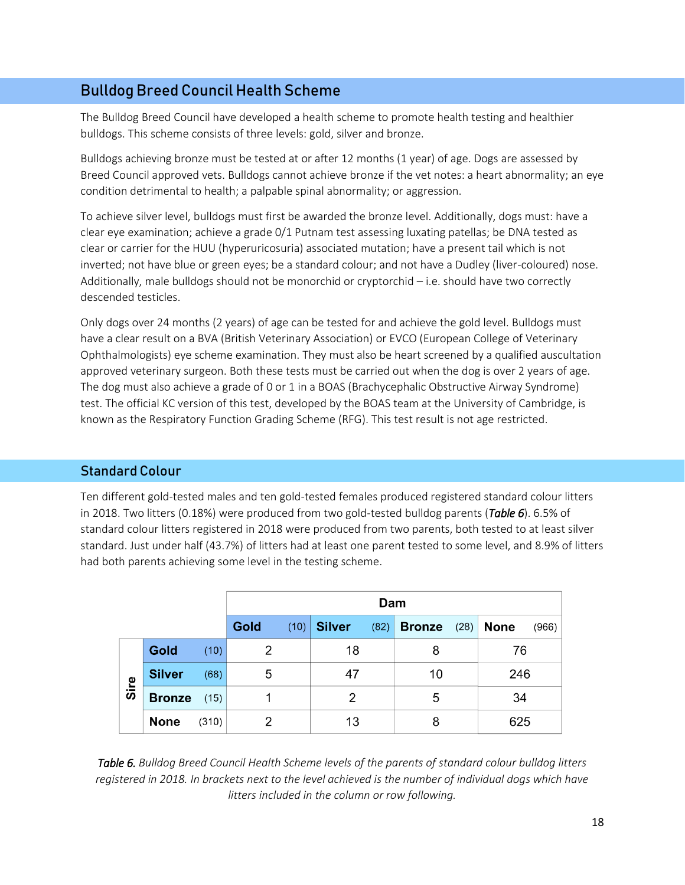## Bulldog Breed Council Health Scheme

The Bulldog Breed Council have developed a health scheme to promote health testing and healthier bulldogs. This scheme consists of three levels: gold, silver and bronze.

Bulldogs achieving bronze must be tested at or after 12 months (1 year) of age. Dogs are assessed by Breed Council approved vets. Bulldogs cannot achieve bronze if the vet notes: a heart abnormality; an eye condition detrimental to health; a palpable spinal abnormality; or aggression.

To achieve silver level, bulldogs must first be awarded the bronze level. Additionally, dogs must: have a clear eye examination; achieve a grade 0/1 Putnam test assessing luxating patellas; be DNA tested as clear or carrier for the HUU (hyperuricosuria) associated mutation; have a present tail which is not inverted; not have blue or green eyes; be a standard colour; and not have a Dudley (liver-coloured) nose. Additionally, male bulldogs should not be monorchid or cryptorchid – i.e. should have two correctly descended testicles.

Only dogs over 24 months (2 years) of age can be tested for and achieve the gold level. Bulldogs must have a clear result on a BVA (British Veterinary Association) or EVCO (European College of Veterinary Ophthalmologists) eye scheme examination. They must also be heart screened by a qualified auscultation approved veterinary surgeon. Both these tests must be carried out when the dog is over 2 years of age. The dog must also achieve a grade of 0 or 1 in a BOAS (Brachycephalic Obstructive Airway Syndrome) test. The official KC version of this test, developed by the BOAS team at the University of Cambridge, is known as the Respiratory Function Grading Scheme (RFG). This test result is not age restricted.

## Standard Colour

Ten different gold-tested males and ten gold-tested females produced registered standard colour litters in 2018. Two litters (0.18%) were produced from two gold-tested bulldog parents (***Table 6***). 6.5% of standard colour litters registered in 2018 were produced from two parents, both tested to at least silver standard. Just under half (43.7%) of litters had at least one parent tested to some level, and 8.9% of litters had both parents achieving some level in the testing scheme.

| | | Dam | | | |
|---|---|---|---|---|---|
| | | **Gold** (10) | **Silver** (82) | **Bronze** (28) | **None** (966) |
| **Sire** | **Gold** (10) | 2 | 18 | 8 | 76 |
| | **Silver** (68) | 5 | 47 | 10 | 246 |
| | **Bronze** (15) | 1 | 2 | 5 | 34 |
| | **None** (310) | 2 | 13 | 8 | 625 |

*Table 6. Bulldog Breed Council Health Scheme levels of the parents of standard colour bulldog litters registered in 2018. In brackets next to the level achieved is the number of individual dogs which have litters included in the column or row following.*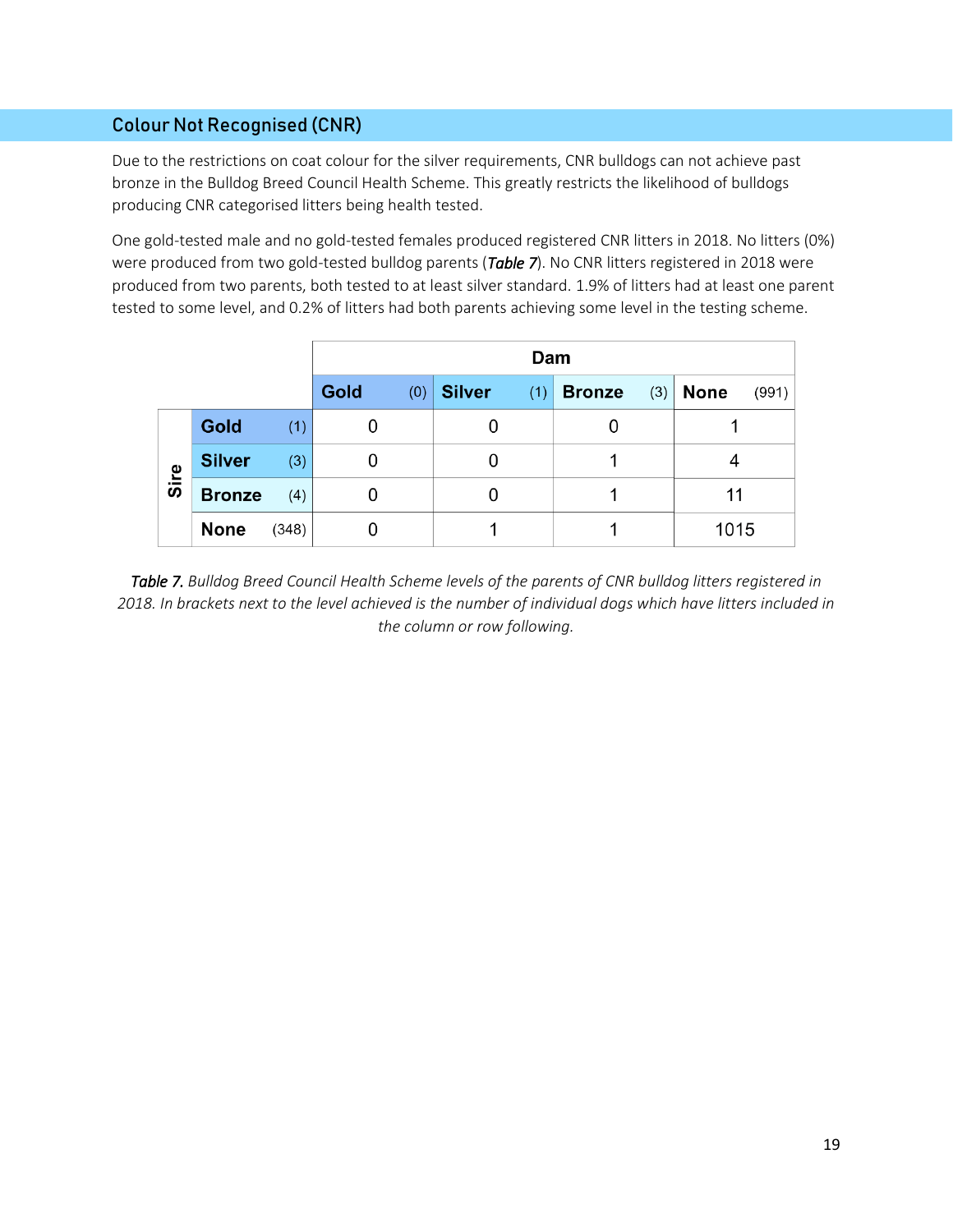## Colour Not Recognised (CNR)

Due to the restrictions on coat colour for the silver requirements, CNR bulldogs can not achieve past bronze in the Bulldog Breed Council Health Scheme. This greatly restricts the likelihood of bulldogs producing CNR categorised litters being health tested.

One gold-tested male and no gold-tested females produced registered CNR litters in 2018. No litters (0%) were produced from two gold-tested bulldog parents (*Table 7*). No CNR litters registered in 2018 were produced from two parents, both tested to at least silver standard. 1.9% of litters had at least one parent tested to some level, and 0.2% of litters had both parents achieving some level in the testing scheme.

| | | Dam | | | |
|---|---|---|---|---|---|
| | | **Gold** (0) | **Silver** (1) | **Bronze** (3) | **None** (991) |
| **Sire** | **Gold** (1) | 0 | 0 | 0 | 1 |
| | **Silver** (3) | 0 | 0 | 1 | 4 |
| | **Bronze** (4) | 0 | 0 | 1 | 11 |
| | **None** (348) | 0 | 1 | 1 | 1015 |

*Table 7. Bulldog Breed Council Health Scheme levels of the parents of CNR bulldog litters registered in 2018. In brackets next to the level achieved is the number of individual dogs which have litters included in the column or row following.*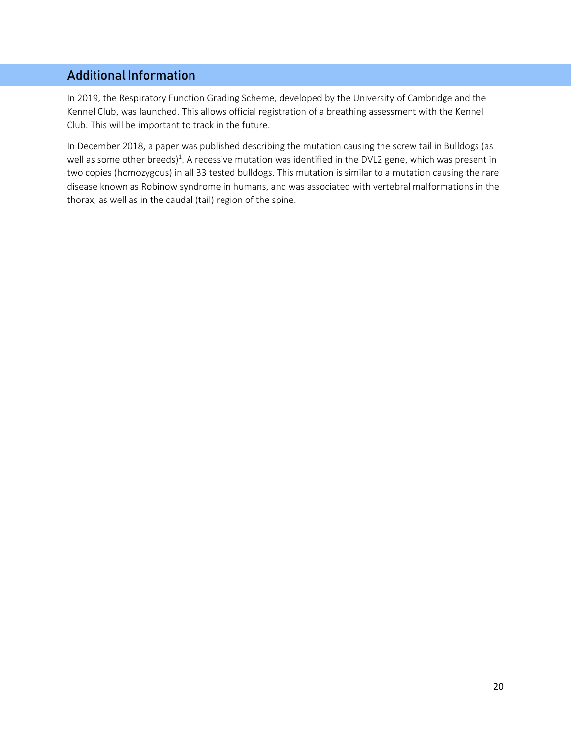## Additional Information

In 2019, the Respiratory Function Grading Scheme, developed by the University of Cambridge and the Kennel Club, was launched. This allows official registration of a breathing assessment with the Kennel Club. This will be important to track in the future.

In December 2018, a paper was published describing the mutation causing the screw tail in Bulldogs (as well as some other breeds)[1]. A recessive mutation was identified in the DVL2 gene, which was present in two copies (homozygous) in all 33 tested bulldogs. This mutation is similar to a mutation causing the rare disease known as Robinow syndrome in humans, and was associated with vertebral malformations in the thorax, as well as in the caudal (tail) region of the spine.